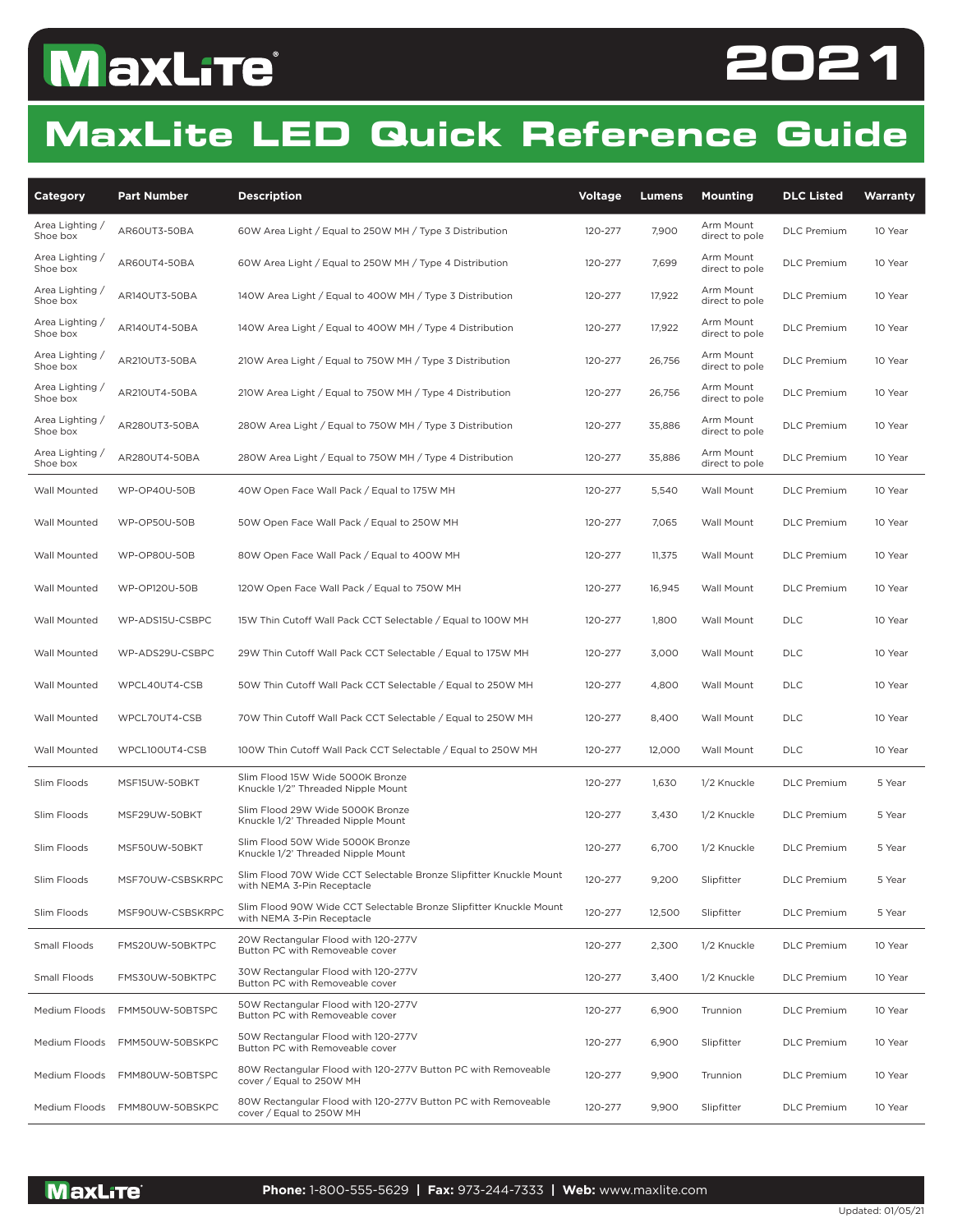# MaxLite 2021

## MaxLite LED Quick Reference Guide

| Category | Part Number | Description | Voltage | Lumens | Mounting | DLC Listed | Warranty |
|---|---|---|---|---|---|---|---|
| Area Lighting / Shoe box | AR60UT3-50BA | 60W Area Light / Equal to 250W MH / Type 3 Distribution | 120-277 | 7,900 | Arm Mount direct to pole | DLC Premium | 10 Year |
| Area Lighting / Shoe box | AR60UT4-50BA | 60W Area Light / Equal to 250W MH / Type 4 Distribution | 120-277 | 7,699 | Arm Mount direct to pole | DLC Premium | 10 Year |
| Area Lighting / Shoe box | AR140UT3-50BA | 140W Area Light / Equal to 400W MH / Type 3 Distribution | 120-277 | 17,922 | Arm Mount direct to pole | DLC Premium | 10 Year |
| Area Lighting / Shoe box | AR140UT4-50BA | 140W Area Light / Equal to 400W MH / Type 4 Distribution | 120-277 | 17,922 | Arm Mount direct to pole | DLC Premium | 10 Year |
| Area Lighting / Shoe box | AR210UT3-50BA | 210W Area Light / Equal to 750W MH / Type 3 Distribution | 120-277 | 26,756 | Arm Mount direct to pole | DLC Premium | 10 Year |
| Area Lighting / Shoe box | AR210UT4-50BA | 210W Area Light / Equal to 750W MH / Type 4 Distribution | 120-277 | 26,756 | Arm Mount direct to pole | DLC Premium | 10 Year |
| Area Lighting / Shoe box | AR280UT3-50BA | 280W Area Light / Equal to 750W MH / Type 3 Distribution | 120-277 | 35,886 | Arm Mount direct to pole | DLC Premium | 10 Year |
| Area Lighting / Shoe box | AR280UT4-50BA | 280W Area Light / Equal to 750W MH / Type 4 Distribution | 120-277 | 35,886 | Arm Mount direct to pole | DLC Premium | 10 Year |
| Wall Mounted | WP-OP40U-50B | 40W Open Face Wall Pack / Equal to 175W MH | 120-277 | 5,540 | Wall Mount | DLC Premium | 10 Year |
| Wall Mounted | WP-OP50U-50B | 50W Open Face Wall Pack / Equal to 250W MH | 120-277 | 7,065 | Wall Mount | DLC Premium | 10 Year |
| Wall Mounted | WP-OP80U-50B | 80W Open Face Wall Pack / Equal to 400W MH | 120-277 | 11,375 | Wall Mount | DLC Premium | 10 Year |
| Wall Mounted | WP-OP120U-50B | 120W Open Face Wall Pack / Equal to 750W MH | 120-277 | 16,945 | Wall Mount | DLC Premium | 10 Year |
| Wall Mounted | WP-ADS15U-CSBPC | 15W Thin Cutoff Wall Pack CCT Selectable / Equal to 100W MH | 120-277 | 1,800 | Wall Mount | DLC | 10 Year |
| Wall Mounted | WP-ADS29U-CSBPC | 29W Thin Cutoff Wall Pack CCT Selectable / Equal to 175W MH | 120-277 | 3,000 | Wall Mount | DLC | 10 Year |
| Wall Mounted | WPCL40UT4-CSB | 50W Thin Cutoff Wall Pack CCT Selectable / Equal to 250W MH | 120-277 | 4,800 | Wall Mount | DLC | 10 Year |
| Wall Mounted | WPCL70UT4-CSB | 70W Thin Cutoff Wall Pack CCT Selectable / Equal to 250W MH | 120-277 | 8,400 | Wall Mount | DLC | 10 Year |
| Wall Mounted | WPCL100UT4-CSB | 100W Thin Cutoff Wall Pack CCT Selectable / Equal to 250W MH | 120-277 | 12,000 | Wall Mount | DLC | 10 Year |
| Slim Floods | MSF15UW-50BKT | Slim Flood 15W Wide 5000K Bronze Knuckle 1/2" Threaded Nipple Mount | 120-277 | 1,630 | 1/2 Knuckle | DLC Premium | 5 Year |
| Slim Floods | MSF29UW-50BKT | Slim Flood 29W Wide 5000K Bronze Knuckle 1/2' Threaded Nipple Mount | 120-277 | 3,430 | 1/2 Knuckle | DLC Premium | 5 Year |
| Slim Floods | MSF50UW-50BKT | Slim Flood 50W Wide 5000K Bronze Knuckle 1/2' Threaded Nipple Mount | 120-277 | 6,700 | 1/2 Knuckle | DLC Premium | 5 Year |
| Slim Floods | MSF70UW-CSBSKRPC | Slim Flood 70W Wide CCT Selectable Bronze Slipfitter Knuckle Mount with NEMA 3-Pin Receptacle | 120-277 | 9,200 | Slipfitter | DLC Premium | 5 Year |
| Slim Floods | MSF90UW-CSBSKRPC | Slim Flood 90W Wide CCT Selectable Bronze Slipfitter Knuckle Mount with NEMA 3-Pin Receptacle | 120-277 | 12,500 | Slipfitter | DLC Premium | 5 Year |
| Small Floods | FMS20UW-50BKTPC | 20W Rectangular Flood with 120-277V Button PC with Removeable cover | 120-277 | 2,300 | 1/2 Knuckle | DLC Premium | 10 Year |
| Small Floods | FMS30UW-50BKTPC | 30W Rectangular Flood with 120-277V Button PC with Removeable cover | 120-277 | 3,400 | 1/2 Knuckle | DLC Premium | 10 Year |
| Medium Floods | FMM50UW-50BTSPC | 50W Rectangular Flood with 120-277V Button PC with Removeable cover | 120-277 | 6,900 | Trunnion | DLC Premium | 10 Year |
| Medium Floods | FMM50UW-50BSKPC | 50W Rectangular Flood with 120-277V Button PC with Removeable cover | 120-277 | 6,900 | Slipfitter | DLC Premium | 10 Year |
| Medium Floods | FMM80UW-50BTSPC | 80W Rectangular Flood with 120-277V Button PC with Removeable cover / Equal to 250W MH | 120-277 | 9,900 | Trunnion | DLC Premium | 10 Year |
| Medium Floods | FMM80UW-50BSKPC | 80W Rectangular Flood with 120-277V Button PC with Removeable cover / Equal to 250W MH | 120-277 | 9,900 | Slipfitter | DLC Premium | 10 Year |

**Phone:** 1-800-555-5629 | **Fax:** 973-244-7333 | **Web:** www.maxlite.com

Updated: 01/05/21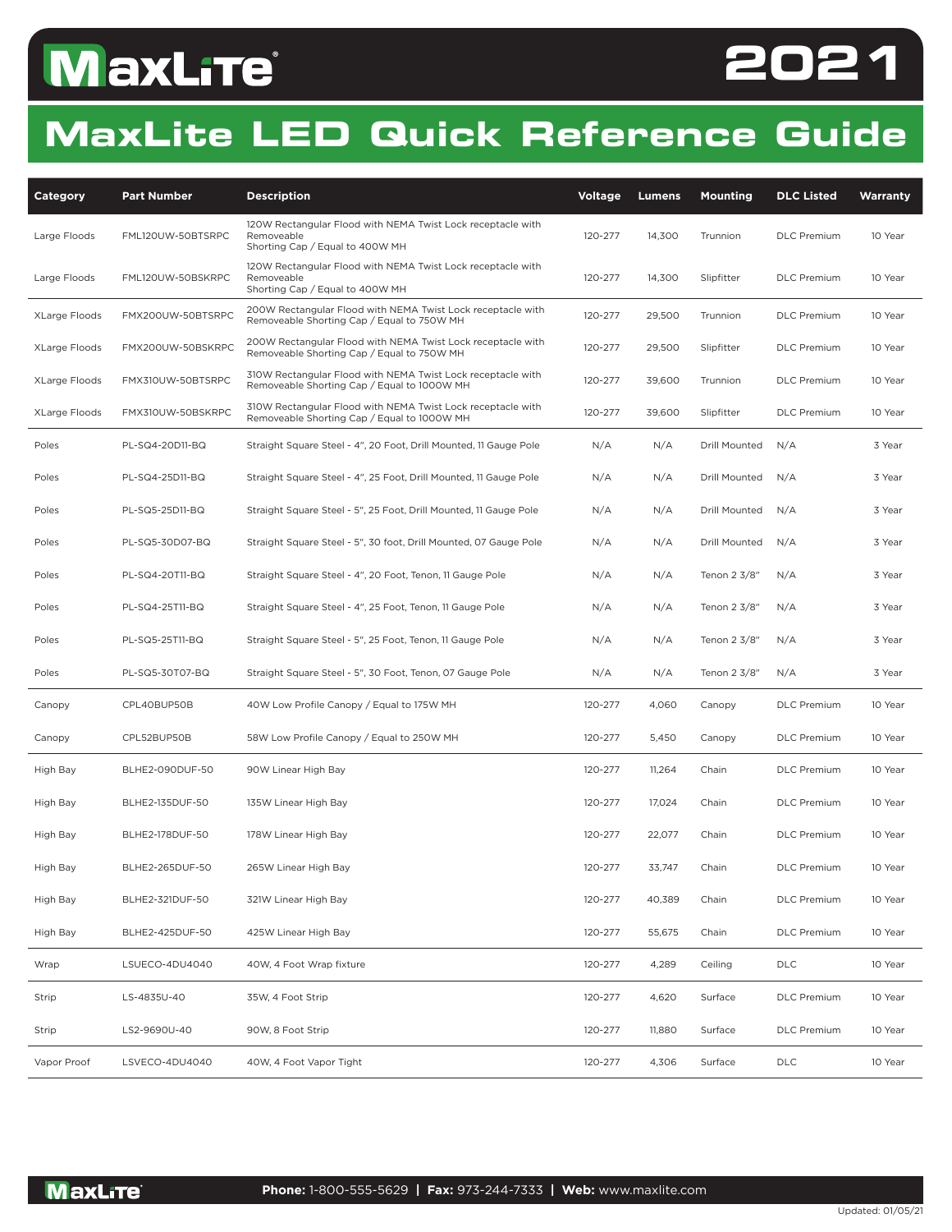# MaxLite

# 2021

# MaxLite LED Quick Reference Guide

| Category | Part Number | Description | Voltage | Lumens | Mounting | DLC Listed | Warranty |
|---|---|---|---|---|---|---|---|
| Large Floods | FML120UW-50BTSRPC | 120W Rectangular Flood with NEMA Twist Lock receptacle with Removeable Shorting Cap / Equal to 400W MH | 120-277 | 14,300 | Trunnion | DLC Premium | 10 Year |
| Large Floods | FML120UW-50BSKRPC | 120W Rectangular Flood with NEMA Twist Lock receptacle with Removeable Shorting Cap / Equal to 400W MH | 120-277 | 14,300 | Slipfitter | DLC Premium | 10 Year |
| XLarge Floods | FMX200UW-50BTSRPC | 200W Rectangular Flood with NEMA Twist Lock receptacle with Removeable Shorting Cap / Equal to 750W MH | 120-277 | 29,500 | Trunnion | DLC Premium | 10 Year |
| XLarge Floods | FMX200UW-50BSKRPC | 200W Rectangular Flood with NEMA Twist Lock receptacle with Removeable Shorting Cap / Equal to 750W MH | 120-277 | 29,500 | Slipfitter | DLC Premium | 10 Year |
| XLarge Floods | FMX310UW-50BTSRPC | 310W Rectangular Flood with NEMA Twist Lock receptacle with Removeable Shorting Cap / Equal to 1000W MH | 120-277 | 39,600 | Trunnion | DLC Premium | 10 Year |
| XLarge Floods | FMX310UW-50BSKRPC | 310W Rectangular Flood with NEMA Twist Lock receptacle with Removeable Shorting Cap / Equal to 1000W MH | 120-277 | 39,600 | Slipfitter | DLC Premium | 10 Year |
| Poles | PL-SQ4-20D11-BQ | Straight Square Steel - 4", 20 Foot, Drill Mounted, 11 Gauge Pole | N/A | N/A | Drill Mounted | N/A | 3 Year |
| Poles | PL-SQ4-25D11-BQ | Straight Square Steel - 4", 25 Foot, Drill Mounted, 11 Gauge Pole | N/A | N/A | Drill Mounted | N/A | 3 Year |
| Poles | PL-SQ5-25D11-BQ | Straight Square Steel - 5", 25 Foot, Drill Mounted, 11 Gauge Pole | N/A | N/A | Drill Mounted | N/A | 3 Year |
| Poles | PL-SQ5-30D07-BQ | Straight Square Steel - 5", 30 foot, Drill Mounted, 07 Gauge Pole | N/A | N/A | Drill Mounted | N/A | 3 Year |
| Poles | PL-SQ4-20T11-BQ | Straight Square Steel - 4", 20 Foot, Tenon, 11 Gauge Pole | N/A | N/A | Tenon 2 3/8" | N/A | 3 Year |
| Poles | PL-SQ4-25T11-BQ | Straight Square Steel - 4", 25 Foot, Tenon, 11 Gauge Pole | N/A | N/A | Tenon 2 3/8" | N/A | 3 Year |
| Poles | PL-SQ5-25T11-BQ | Straight Square Steel - 5", 25 Foot, Tenon, 11 Gauge Pole | N/A | N/A | Tenon 2 3/8" | N/A | 3 Year |
| Poles | PL-SQ5-30T07-BQ | Straight Square Steel - 5", 30 Foot, Tenon, 07 Gauge Pole | N/A | N/A | Tenon 2 3/8" | N/A | 3 Year |
| Canopy | CPL40BUP50B | 40W Low Profile Canopy / Equal to 175W MH | 120-277 | 4,060 | Canopy | DLC Premium | 10 Year |
| Canopy | CPL52BUP50B | 58W Low Profile Canopy / Equal to 250W MH | 120-277 | 5,450 | Canopy | DLC Premium | 10 Year |
| High Bay | BLHE2-090DUF-50 | 90W Linear High Bay | 120-277 | 11,264 | Chain | DLC Premium | 10 Year |
| High Bay | BLHE2-135DUF-50 | 135W Linear High Bay | 120-277 | 17,024 | Chain | DLC Premium | 10 Year |
| High Bay | BLHE2-178DUF-50 | 178W Linear High Bay | 120-277 | 22,077 | Chain | DLC Premium | 10 Year |
| High Bay | BLHE2-265DUF-50 | 265W Linear High Bay | 120-277 | 33,747 | Chain | DLC Premium | 10 Year |
| High Bay | BLHE2-321DUF-50 | 321W Linear High Bay | 120-277 | 40,389 | Chain | DLC Premium | 10 Year |
| High Bay | BLHE2-425DUF-50 | 425W Linear High Bay | 120-277 | 55,675 | Chain | DLC Premium | 10 Year |
| Wrap | LSUECO-4DU4040 | 40W, 4 Foot Wrap fixture | 120-277 | 4,289 | Ceiling | DLC | 10 Year |
| Strip | LS-4835U-40 | 35W, 4 Foot Strip | 120-277 | 4,620 | Surface | DLC Premium | 10 Year |
| Strip | LS2-9690U-40 | 90W, 8 Foot Strip | 120-277 | 11,880 | Surface | DLC Premium | 10 Year |
| Vapor Proof | LSVECO-4DU4040 | 40W, 4 Foot Vapor Tight | 120-277 | 4,306 | Surface | DLC | 10 Year |

**Phone:** 1-800-555-5629 | **Fax:** 973-244-7333 | **Web:** www.maxlite.com

Updated: 01/05/21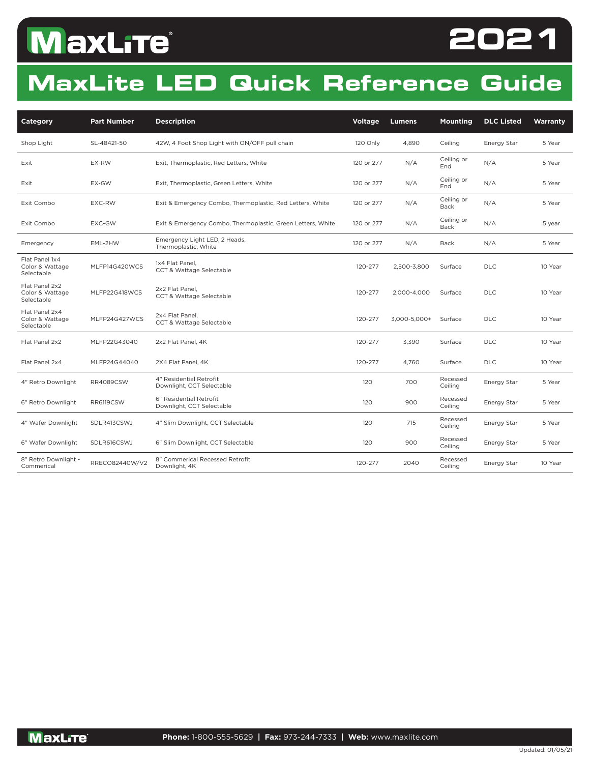# MaxLite

# 2021

# MaxLite LED Quick Reference Guide

| Category | Part Number | Description | Voltage | Lumens | Mounting | DLC Listed | Warranty |
|---|---|---|---|---|---|---|---|
| Shop Light | SL-48421-50 | 42W, 4 Foot Shop Light with ON/OFF pull chain | 120 Only | 4,890 | Ceiling | Energy Star | 5 Year |
| Exit | EX-RW | Exit, Thermoplastic, Red Letters, White | 120 or 277 | N/A | Ceiling or End | N/A | 5 Year |
| Exit | EX-GW | Exit, Thermoplastic, Green Letters, White | 120 or 277 | N/A | Ceiling or End | N/A | 5 Year |
| Exit Combo | EXC-RW | Exit & Emergency Combo, Thermoplastic, Red Letters, White | 120 or 277 | N/A | Ceiling or Back | N/A | 5 Year |
| Exit Combo | EXC-GW | Exit & Emergency Combo, Thermoplastic, Green Letters, White | 120 or 277 | N/A | Ceiling or Back | N/A | 5 year |
| Emergency | EML-2HW | Emergency Light LED, 2 Heads, Thermoplastic, White | 120 or 277 | N/A | Back | N/A | 5 Year |
| Flat Panel 1x4 Color & Wattage Selectable | MLFP14G420WCS | 1x4 Flat Panel, CCT & Wattage Selectable | 120-277 | 2,500-3,800 | Surface | DLC | 10 Year |
| Flat Panel 2x2 Color & Wattage Selectable | MLFP22G418WCS | 2x2 Flat Panel, CCT & Wattage Selectable | 120-277 | 2,000-4,000 | Surface | DLC | 10 Year |
| Flat Panel 2x4 Color & Wattage Selectable | MLFP24G427WCS | 2x4 Flat Panel, CCT & Wattage Selectable | 120-277 | 3,000-5,000+ | Surface | DLC | 10 Year |
| Flat Panel 2x2 | MLFP22G43040 | 2x2 Flat Panel, 4K | 120-277 | 3,390 | Surface | DLC | 10 Year |
| Flat Panel 2x4 | MLFP24G44040 | 2X4 Flat Panel, 4K | 120-277 | 4,760 | Surface | DLC | 10 Year |
| 4" Retro Downlight | RR4089CSW | 4" Residential Retrofit Downlight, CCT Selectable | 120 | 700 | Recessed Ceiling | Energy Star | 5 Year |
| 6" Retro Downlight | RR6119CSW | 6" Residential Retrofit Downlight, CCT Selectable | 120 | 900 | Recessed Ceiling | Energy Star | 5 Year |
| 4" Wafer Downlight | SDLR413CSWJ | 4" Slim Downlight, CCT Selectable | 120 | 715 | Recessed Ceiling | Energy Star | 5 Year |
| 6" Wafer Downlight | SDLR616CSWJ | 6" Slim Downlight, CCT Selectable | 120 | 900 | Recessed Ceiling | Energy Star | 5 Year |
| 8" Retro Downlight - Commerical | RRECO82440W/V2 | 8" Commerical Recessed Retrofit Downlight, 4K | 120-277 | 2040 | Recessed Ceiling | Energy Star | 10 Year |

MaxLite **Phone:** 1-800-555-5629 | **Fax:** 973-244-7333 | **Web:** www.maxlite.com

Updated: 01/05/21